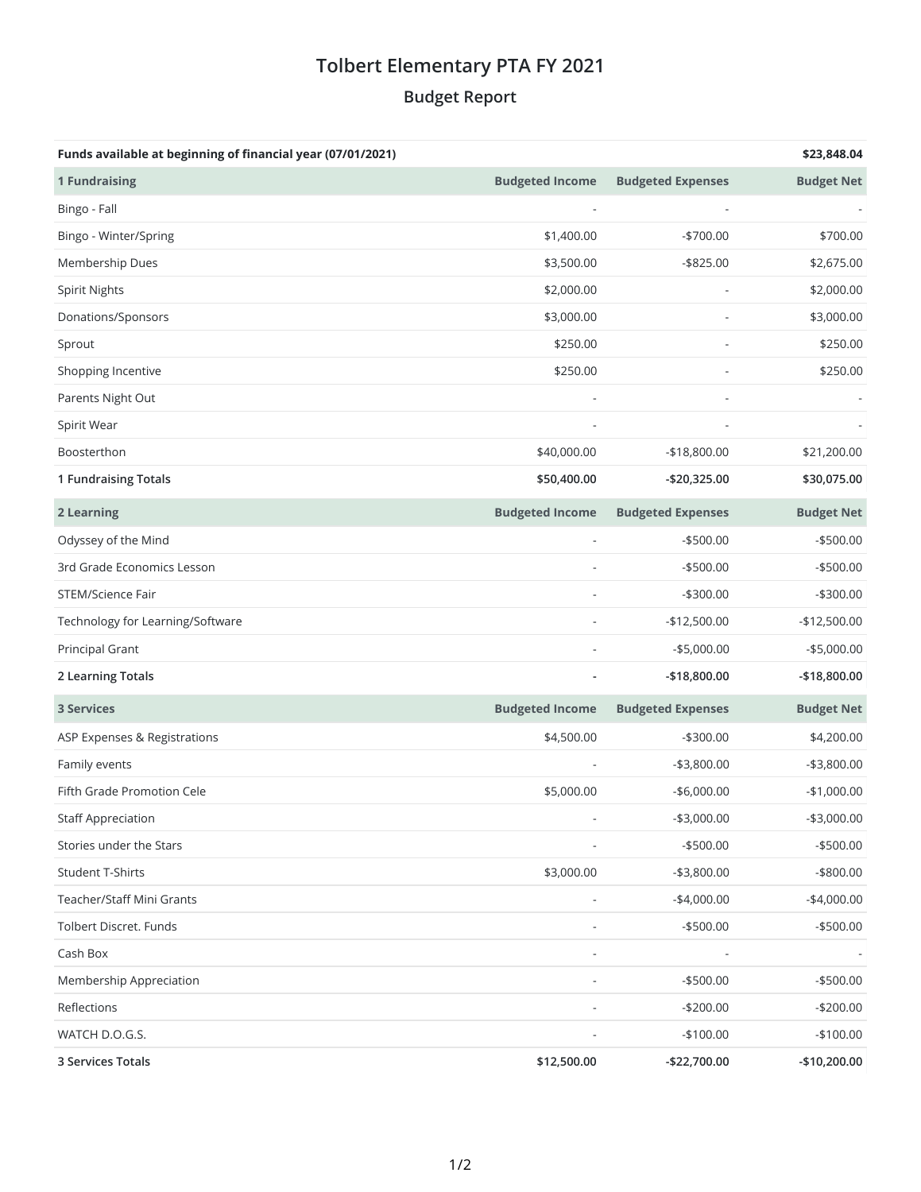# Tolbert Elementary PTA FY 2021

## Budget Report

| Funds available at beginning of financial year (07/01/2021) | | | $23,848.04 |
|---|---|---|---|
| **1 Fundraising** | **Budgeted Income** | **Budgeted Expenses** | **Budget Net** |
| Bingo - Fall | - | - | - |
| Bingo - Winter/Spring | $1,400.00 | -$700.00 | $700.00 |
| Membership Dues | $3,500.00 | -$825.00 | $2,675.00 |
| Spirit Nights | $2,000.00 | - | $2,000.00 |
| Donations/Sponsors | $3,000.00 | - | $3,000.00 |
| Sprout | $250.00 | - | $250.00 |
| Shopping Incentive | $250.00 | - | $250.00 |
| Parents Night Out | - | - | - |
| Spirit Wear | - | - | - |
| Boosterthon | $40,000.00 | -$18,800.00 | $21,200.00 |
| **1 Fundraising Totals** | **$50,400.00** | **-$20,325.00** | **$30,075.00** |
| **2 Learning** | **Budgeted Income** | **Budgeted Expenses** | **Budget Net** |
| Odyssey of the Mind | - | -$500.00 | -$500.00 |
| 3rd Grade Economics Lesson | - | -$500.00 | -$500.00 |
| STEM/Science Fair | - | -$300.00 | -$300.00 |
| Technology for Learning/Software | - | -$12,500.00 | -$12,500.00 |
| Principal Grant | - | -$5,000.00 | -$5,000.00 |
| **2 Learning Totals** | **-** | **-$18,800.00** | **-$18,800.00** |
| **3 Services** | **Budgeted Income** | **Budgeted Expenses** | **Budget Net** |
| ASP Expenses & Registrations | $4,500.00 | -$300.00 | $4,200.00 |
| Family events | - | -$3,800.00 | -$3,800.00 |
| Fifth Grade Promotion Cele | $5,000.00 | -$6,000.00 | -$1,000.00 |
| Staff Appreciation | - | -$3,000.00 | -$3,000.00 |
| Stories under the Stars | - | -$500.00 | -$500.00 |
| Student T-Shirts | $3,000.00 | -$3,800.00 | -$800.00 |
| Teacher/Staff Mini Grants | - | -$4,000.00 | -$4,000.00 |
| Tolbert Discret. Funds | - | -$500.00 | -$500.00 |
| Cash Box | - | - | - |
| Membership Appreciation | - | -$500.00 | -$500.00 |
| Reflections | - | -$200.00 | -$200.00 |
| WATCH D.O.G.S. | - | -$100.00 | -$100.00 |
| **3 Services Totals** | **$12,500.00** | **-$22,700.00** | **-$10,200.00** |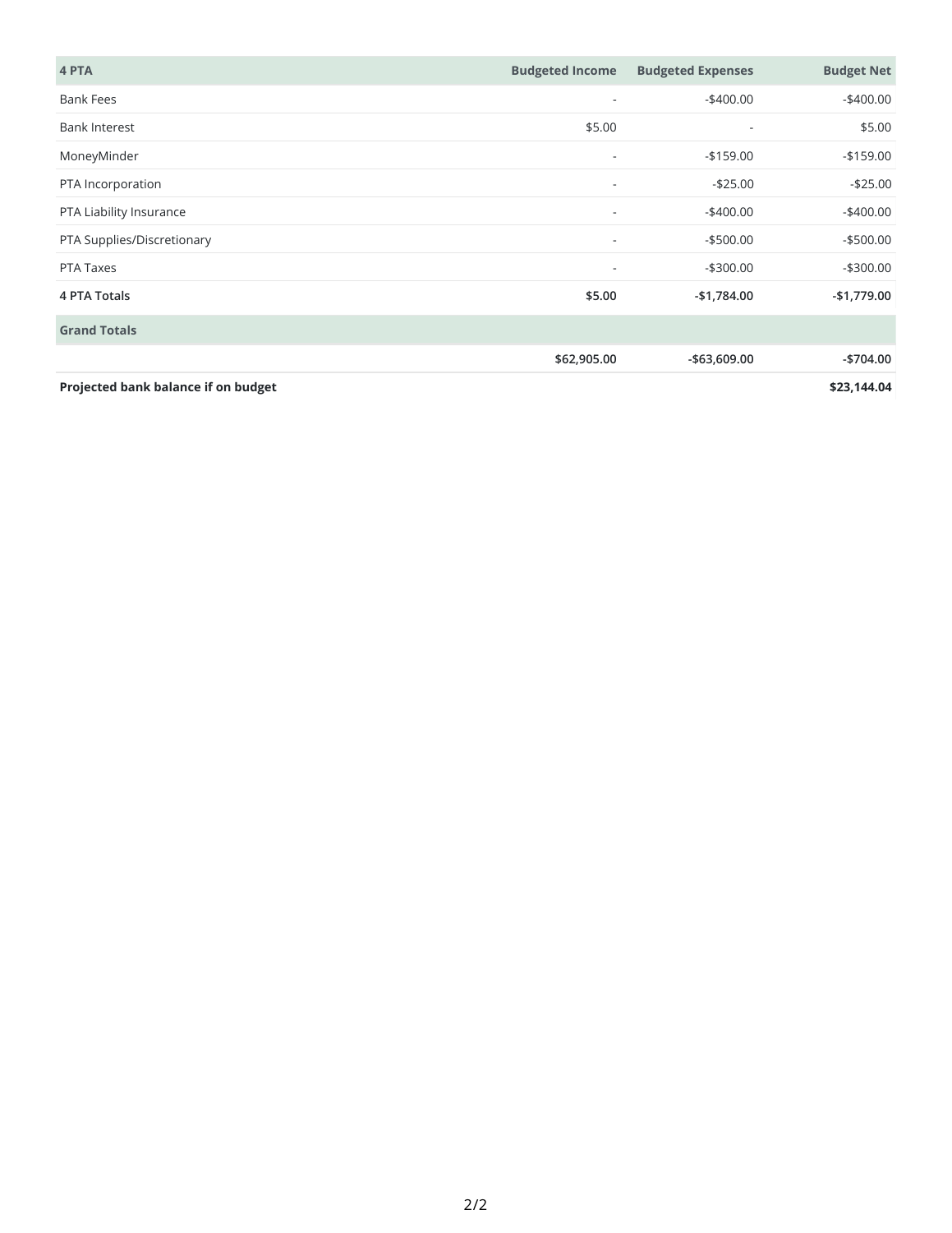| 4 PTA | Budgeted Income | Budgeted Expenses | Budget Net |
| --- | --- | --- | --- |
| Bank Fees | - | -$400.00 | -$400.00 |
| Bank Interest | $5.00 | - | $5.00 |
| MoneyMinder | - | -$159.00 | -$159.00 |
| PTA Incorporation | - | -$25.00 | -$25.00 |
| PTA Liability Insurance | - | -$400.00 | -$400.00 |
| PTA Supplies/Discretionary | - | -$500.00 | -$500.00 |
| PTA Taxes | - | -$300.00 | -$300.00 |
| **4 PTA Totals** | **$5.00** | **-$1,784.00** | **-$1,779.00** |
| **Grand Totals** | | | |
| | **$62,905.00** | **-$63,609.00** | **-$704.00** |
| **Projected bank balance if on budget** | | | **$23,144.04** |